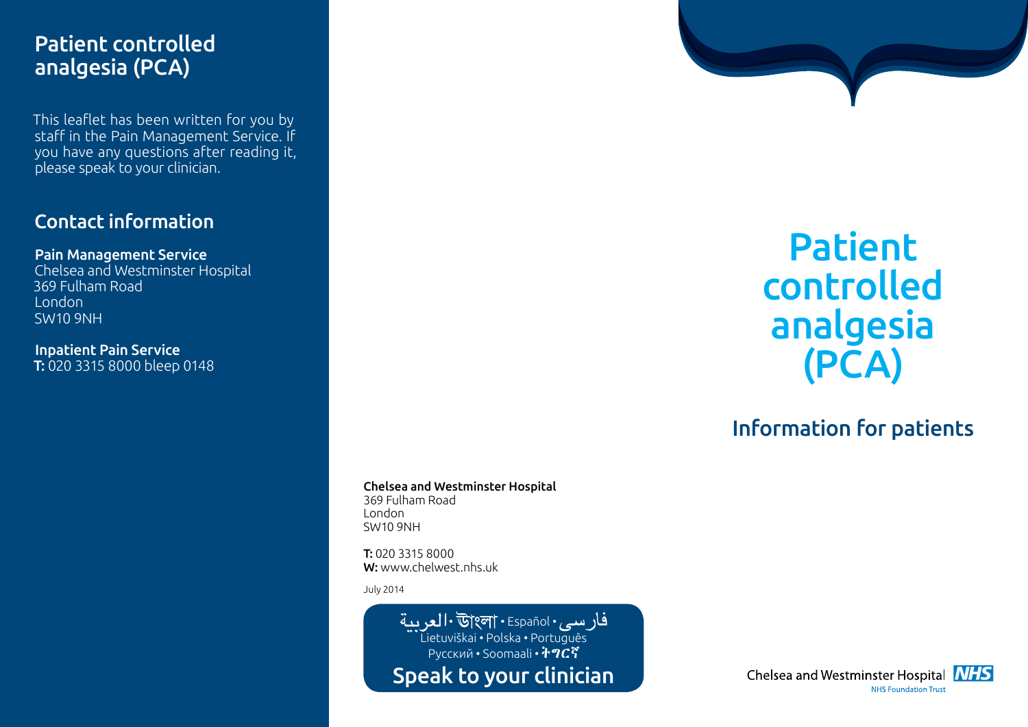# Patient controlled analgesia (PCA)

## Information for patients

# Patient controlled analgesia (PCA)

This leaflet has been written for you by staff in the Pain Management Service. If you have any questions after reading it, please speak to your clinician.

## Contact information

**Pain Management Service**
Chelsea and Westminster Hospital
369 Fulham Road
London
SW10 9NH

**Inpatient Pain Service**
**T:** 020 3315 8000 bleep 0148

**Chelsea and Westminster Hospital**
369 Fulham Road
London
SW10 9NH

**T:** 020 3315 8000
**W:** www.chelwest.nhs.uk

July 2014

العربية • বাংলা • Español • فارسی
Lietuviškai • Polska • Português
Русский • Soomaali • ትግርኛ

**Speak to your clinician**

Chelsea and Westminster Hospital NHS
NHS Foundation Trust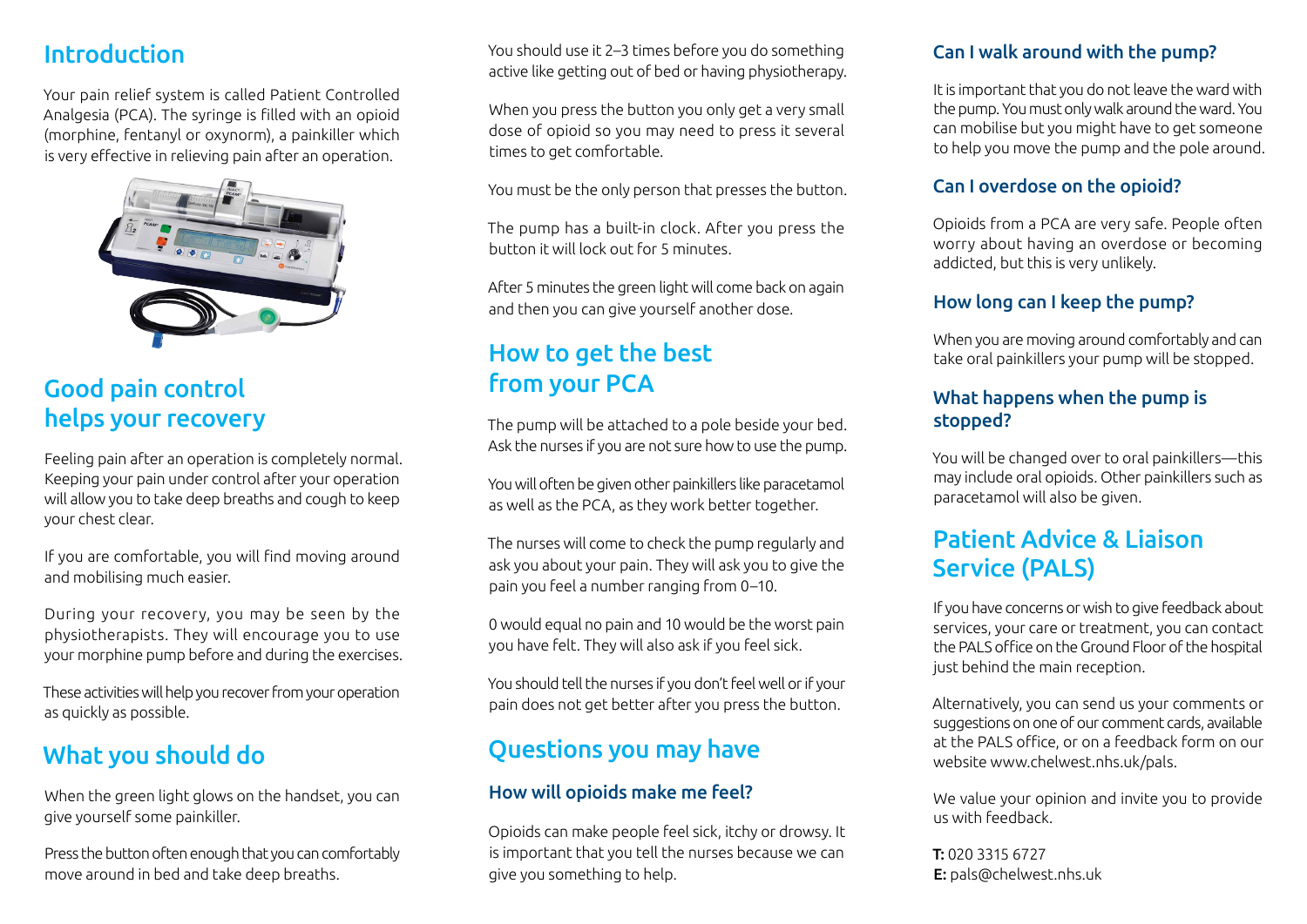## Introduction

Your pain relief system is called Patient Controlled Analgesia (PCA). The syringe is filled with an opioid (morphine, fentanyl or oxynorm), a painkiller which is very effective in relieving pain after an operation.

## Good pain control helps your recovery

Feeling pain after an operation is completely normal. Keeping your pain under control after your operation will allow you to take deep breaths and cough to keep your chest clear.

If you are comfortable, you will find moving around and mobilising much easier.

During your recovery, you may be seen by the physiotherapists. They will encourage you to use your morphine pump before and during the exercises.

These activities will help you recover from your operation as quickly as possible.

## What you should do

When the green light glows on the handset, you can give yourself some painkiller.

Press the button often enough that you can comfortably move around in bed and take deep breaths.

You should use it 2–3 times before you do something active like getting out of bed or having physiotherapy.

When you press the button you only get a very small dose of opioid so you may need to press it several times to get comfortable.

You must be the only person that presses the button.

The pump has a built-in clock. After you press the button it will lock out for 5 minutes.

After 5 minutes the green light will come back on again and then you can give yourself another dose.

## How to get the best from your PCA

The pump will be attached to a pole beside your bed. Ask the nurses if you are not sure how to use the pump.

You will often be given other painkillers like paracetamol as well as the PCA, as they work better together.

The nurses will come to check the pump regularly and ask you about your pain. They will ask you to give the pain you feel a number ranging from 0–10.

0 would equal no pain and 10 would be the worst pain you have felt. They will also ask if you feel sick.

You should tell the nurses if you don't feel well or if your pain does not get better after you press the button.

## Questions you may have

### How will opioids make me feel?

Opioids can make people feel sick, itchy or drowsy. It is important that you tell the nurses because we can give you something to help.

### Can I walk around with the pump?

It is important that you do not leave the ward with the pump. You must only walk around the ward. You can mobilise but you might have to get someone to help you move the pump and the pole around.

### Can I overdose on the opioid?

Opioids from a PCA are very safe. People often worry about having an overdose or becoming addicted, but this is very unlikely.

### How long can I keep the pump?

When you are moving around comfortably and can take oral painkillers your pump will be stopped.

### What happens when the pump is stopped?

You will be changed over to oral painkillers—this may include oral opioids. Other painkillers such as paracetamol will also be given.

## Patient Advice & Liaison Service (PALS)

If you have concerns or wish to give feedback about services, your care or treatment, you can contact the PALS office on the Ground Floor of the hospital just behind the main reception.

Alternatively, you can send us your comments or suggestions on one of our comment cards, available at the PALS office, or on a feedback form on our website www.chelwest.nhs.uk/pals.

We value your opinion and invite you to provide us with feedback.

**T:** 020 3315 6727
**E:** pals@chelwest.nhs.uk